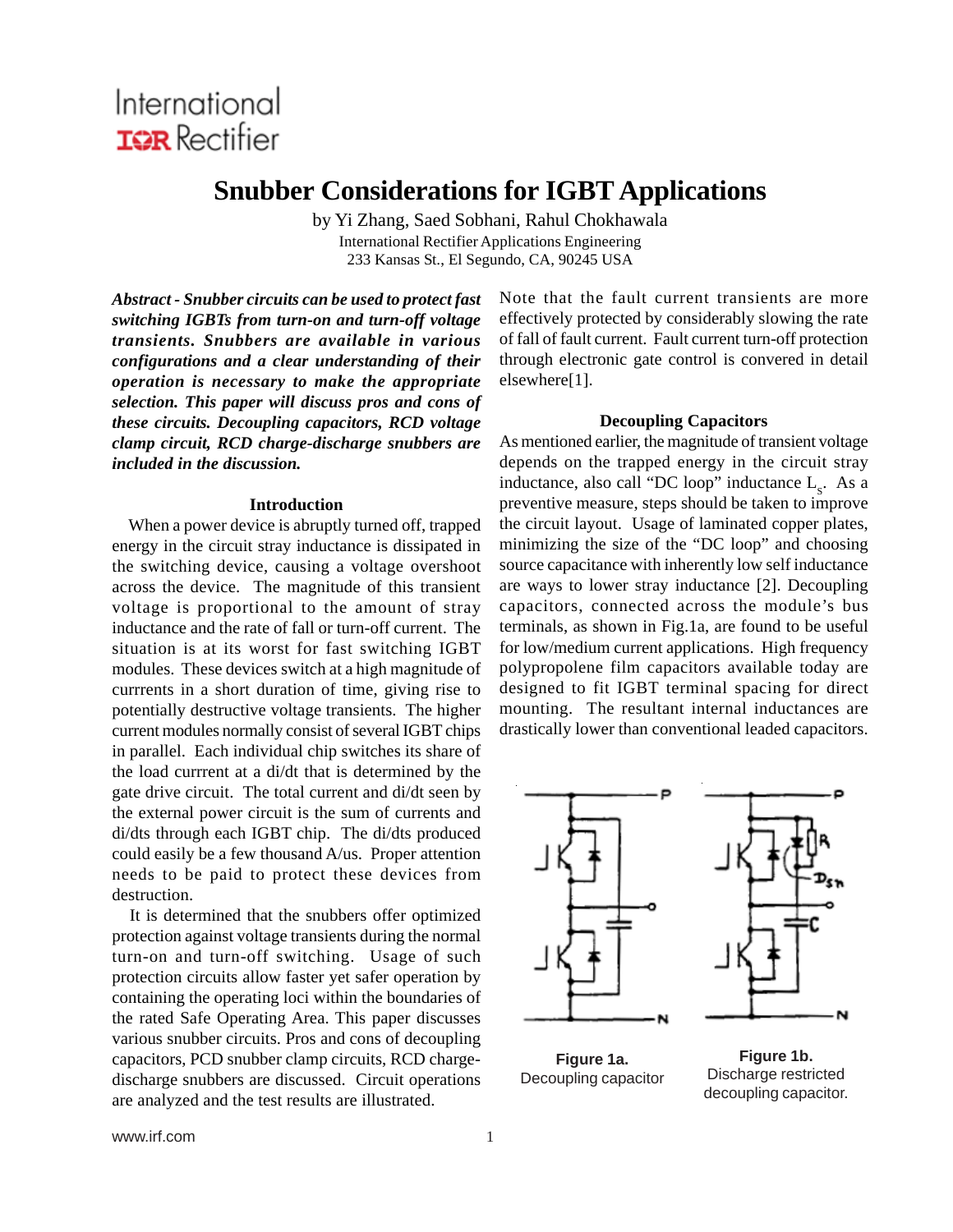International IOR Rectifier

# Snubber Considerations for IGBT Applications

by Yi Zhang, Saed Sobhani, Rahul Chokhawala
International Rectifier Applications Engineering
233 Kansas St., El Segundo, CA, 90245 USA

***Abstract - Snubber circuits can be used to protect fast switching IGBTs from turn-on and turn-off voltage transients. Snubbers are available in various configurations and a clear understanding of their operation is necessary to make the appropriate selection. This paper will discuss pros and cons of these circuits. Decoupling capacitors, RCD voltage clamp circuit, RCD charge-discharge snubbers are included in the discussion.***

## Introduction

When a power device is abruptly turned off, trapped energy in the circuit stray inductance is dissipated in the switching device, causing a voltage overshoot across the device. The magnitude of this transient voltage is proportional to the amount of stray inductance and the rate of fall or turn-off current. The situation is at its worst for fast switching IGBT modules. These devices switch at a high magnitude of currrents in a short duration of time, giving rise to potentially destructive voltage transients. The higher current modules normally consist of several IGBT chips in parallel. Each individual chip switches its share of the load currrent at a di/dt that is determined by the gate drive circuit. The total current and di/dt seen by the external power circuit is the sum of currents and di/dts through each IGBT chip. The di/dts produced could easily be a few thousand A/us. Proper attention needs to be paid to protect these devices from destruction.

It is determined that the snubbers offer optimized protection against voltage transients during the normal turn-on and turn-off switching. Usage of such protection circuits allow faster yet safer operation by containing the operating loci within the boundaries of the rated Safe Operating Area. This paper discusses various snubber circuits. Pros and cons of decoupling capacitors, PCD snubber clamp circuits, RCD charge-discharge snubbers are discussed. Circuit operations are analyzed and the test results are illustrated.

Note that the fault current transients are more effectively protected by considerably slowing the rate of fall of fault current. Fault current turn-off protection through electronic gate control is convered in detail elsewhere[1].

## Decoupling Capacitors

As mentioned earlier, the magnitude of transient voltage depends on the trapped energy in the circuit stray inductance, also call "DC loop" inductance $L_s$. As a preventive measure, steps should be taken to improve the circuit layout. Usage of laminated copper plates, minimizing the size of the "DC loop" and choosing source capacitance with inherently low self inductance are ways to lower stray inductance [2]. Decoupling capacitors, connected across the module's bus terminals, as shown in Fig.1a, are found to be useful for low/medium current applications. High frequency polypropolene film capacitors available today are designed to fit IGBT terminal spacing for direct mounting. The resultant internal inductances are drastically lower than conventional leaded capacitors.

**Figure 1a.** Decoupling capacitor

**Figure 1b.** Discharge restricted decoupling capacitor.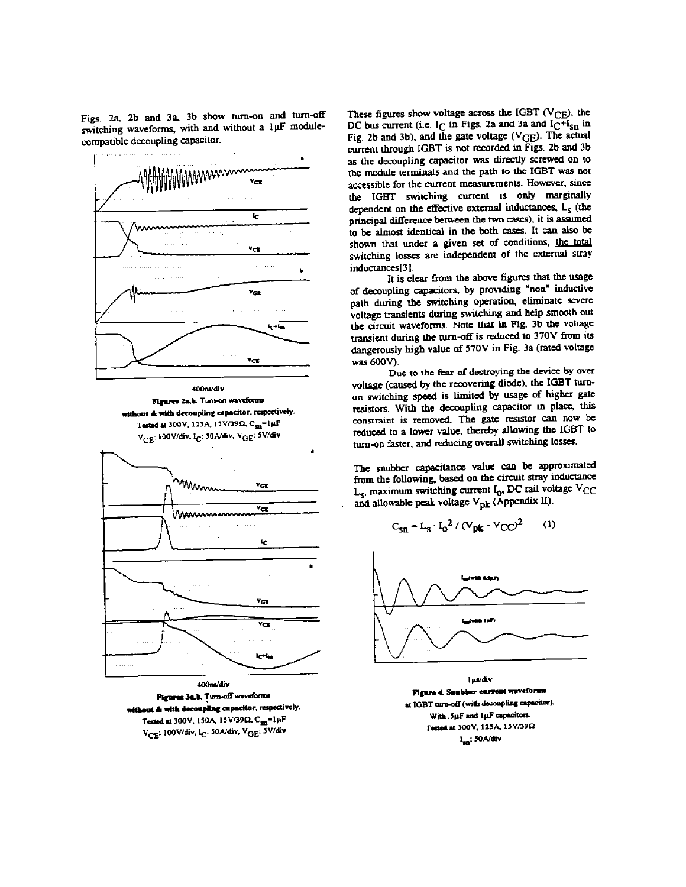Figs. 2a, 2b and 3a, 3b show turn-on and turn-off switching waveforms, with and without a 1μF module-compatible decoupling capacitor.

400ns/div

**Figures 2a,b. Turn-on waveforms without & with decoupling capacitor, respectively.**
Tested at 300V, 125A, 15V/39Ω, $C_{sn}$=1μF
$V_{CE}$: 100V/div, $I_C$: 50A/div, $V_{GE}$: 5V/div

400ns/div

**Figures 3a,b. Turn-off waveforms without & with decoupling capacitor, respectively.**
Tested at 300V, 150A, 15V/39Ω, $C_{sn}$=1μF
$V_{CE}$: 100V/div, $I_C$: 50A/div, $V_{GE}$: 5V/div

These figures show voltage across the IGBT ($V_{CE}$), the DC bus current (i.e. $I_C$ in Figs. 2a and 3a and $I_C$+$I_{sn}$ in Fig. 2b and 3b), and the gate voltage ($V_{GE}$). The actual current through IGBT is not recorded in Figs. 2b and 3b as the decoupling capacitor was directly screwed on to the module terminals and the path to the IGBT was not accessible for the current measurements. However, since the IGBT switching current is only marginally dependent on the effective external inductances, $L_s$ (the principal difference between the two cases), it is assumed to be almost identical in the both cases. It can also be shown that under a given set of conditions, the total switching losses are independent of the external stray inductances[3].

It is clear from the above figures that the usage of decoupling capacitors, by providing "non" inductive path during the switching operation, eliminate severe voltage transients during switching and help smooth out the circuit waveforms. Note that in Fig. 3b the voltage transient during the turn-off is reduced to 370V from its dangerously high value of 570V in Fig. 3a (rated voltage was 600V).

Due to the fear of destroying the device by over voltage (caused by the recovering diode), the IGBT turn-on switching speed is limited by usage of higher gate resistors. With the decoupling capacitor in place, this constraint is removed. The gate resistor can now be reduced to a lower value, thereby allowing the IGBT to turn-on faster, and reducing overall switching losses.

The snubber capacitance value can be approximated from the following, based on the circuit stray inductance $L_s$, maximum switching current $I_o$, DC rail voltage $V_{CC}$ and allowable peak voltage $V_{pk}$ (Appendix II).

$$C_{sn} = L_s \cdot I_o^2 / (V_{pk} - V_{CC})^2 \qquad (1)$$

1μs/div

**Figure 4. Snubber current waveforms at IGBT turn-off (with decoupling capacitor). With .5μF and 1μF capacitors.**
Tested at 300V, 125A, 15V/39Ω
$I_{sn}$: 50A/div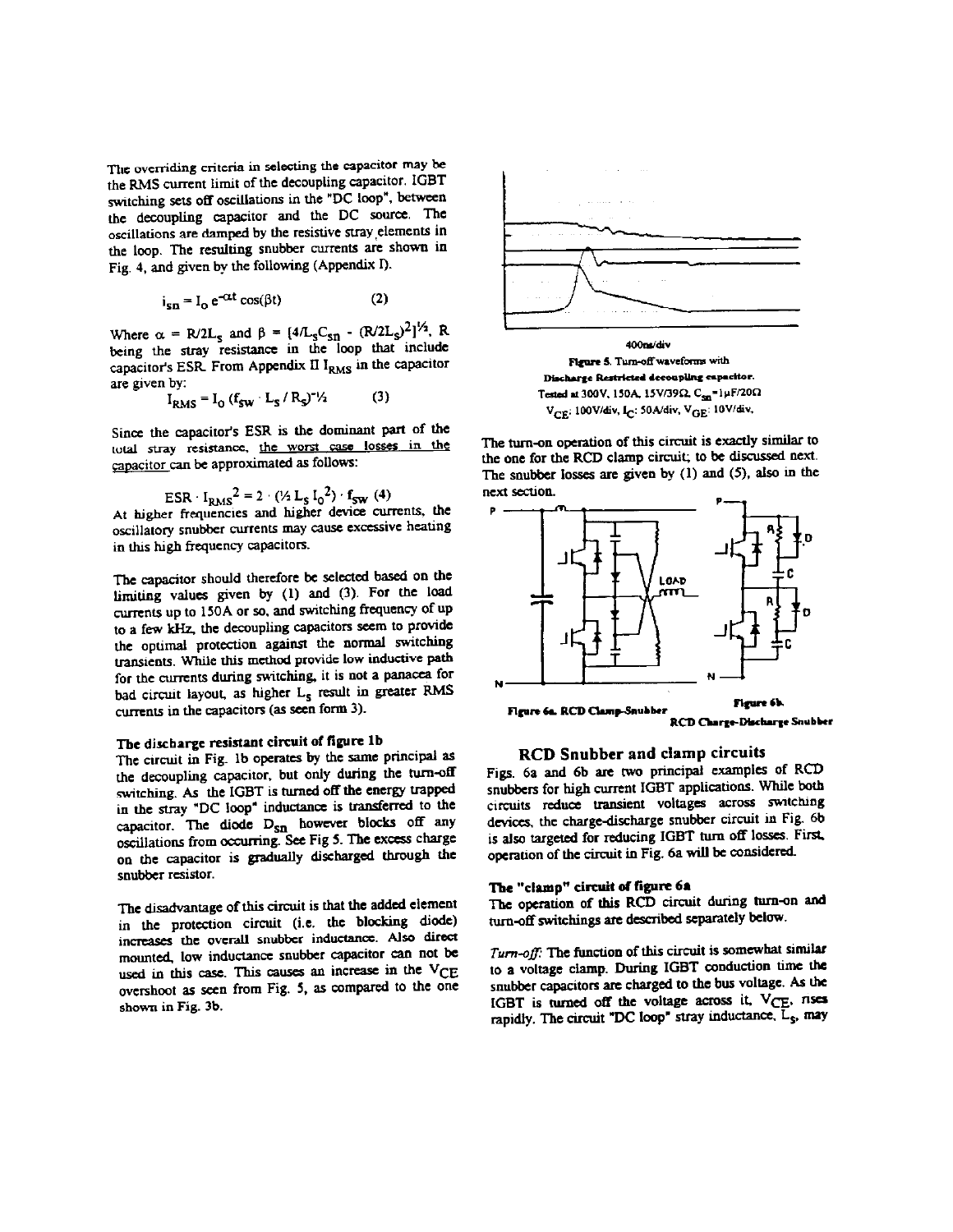The overriding criteria in selecting the capacitor may be the RMS current limit of the decoupling capacitor. IGBT switching sets off oscillations in the "DC loop", between the decoupling capacitor and the DC source. The oscillations are damped by the resistive stray elements in the loop. The resulting snubber currents are shown in Fig. 4, and given by the following (Appendix I).

$$i_{sn} = I_0 \, e^{-\alpha t} \cos(\beta t) \qquad (2)$$

Where $\alpha = R/2L_s$ and $\beta = [4/L_s C_{sn} - (R/2L_s)^2]^{1/2}$, R being the stray resistance in the loop that include capacitor's ESR. From Appendix II $I_{RMS}$ in the capacitor are given by:

$$I_{RMS} = I_0 \, (f_{sw} \cdot L_s / R_s)^{-1/2} \qquad (3)$$

Since the capacitor's ESR is the dominant part of the total stray resistance, the worst case losses in the capacitor can be approximated as follows:

$$ESR \cdot I_{RMS}^2 = 2 \cdot (1/2 \, L_s \, I_0^2) \cdot f_{sw} \quad (4)$$

At higher frequencies and higher device currents, the oscillatory snubber currents may cause excessive heating in this high frequency capacitors.

The capacitor should therefore be selected based on the limiting values given by (1) and (3). For the load currents up to 150A or so, and switching frequency of up to a few kHz, the decoupling capacitors seem to provide the optimal protection against the normal switching transients. While this method provide low inductive path for the currents during switching, it is not a panacea for bad circuit layout, as higher $L_s$ result in greater RMS currents in the capacitors (as seen form 3).

### The discharge resistant circuit of figure 1b

The circuit in Fig. 1b operates by the same principal as the decoupling capacitor, but only during the turn-off switching. As the IGBT is turned off the energy trapped in the stray "DC loop" inductance is transferred to the capacitor. The diode $D_{sn}$ however blocks off any oscillations from occurring. See Fig 5. The excess charge on the capacitor is gradually discharged through the snubber resistor.

The disadvantage of this circuit is that the added element in the protection circuit (i.e. the blocking diode) increases the overall snubber inductance. Also direct mounted, low inductance snubber capacitor can not be used in this case. This causes an increase in the $V_{CE}$ overshoot as seen from Fig. 5, as compared to the one shown in Fig. 3b.

400ns/div

**Figure 5.** Turn-off waveforms with Discharge Restricted decoupling capacitor. Tested at 300V, 150A, 15V/39Ω, $C_{sn}$=1µF/20Ω. $V_{CE}$: 100V/div, $I_C$: 50A/div, $V_{GE}$: 10V/div.

The turn-on operation of this circuit is exactly similar to the one for the RCD clamp circuit; to be discussed next. The snubber losses are given by (1) and (5), also in the next section.

**Figure 6a. RCD Clamp-Snubber**

**Figure 6b. RCD Charge-Discharge Snubber**

## RCD Snubber and clamp circuits

Figs. 6a and 6b are two principal examples of RCD snubbers for high current IGBT applications. While both circuits reduce transient voltages across switching devices, the charge-discharge snubber circuit in Fig. 6b is also targeted for reducing IGBT turn off losses. First, operation of the circuit in Fig. 6a will be considered.

### The "clamp" circuit of figure 6a

The operation of this RCD circuit during turn-on and turn-off switchings are described separately below.

*Turn-off:* The function of this circuit is somewhat similar to a voltage clamp. During IGBT conduction time the snubber capacitors are charged to the bus voltage. As the IGBT is turned off the voltage across it, $V_{CE}$, rises rapidly. The circuit "DC loop" stray inductance, $L_s$, may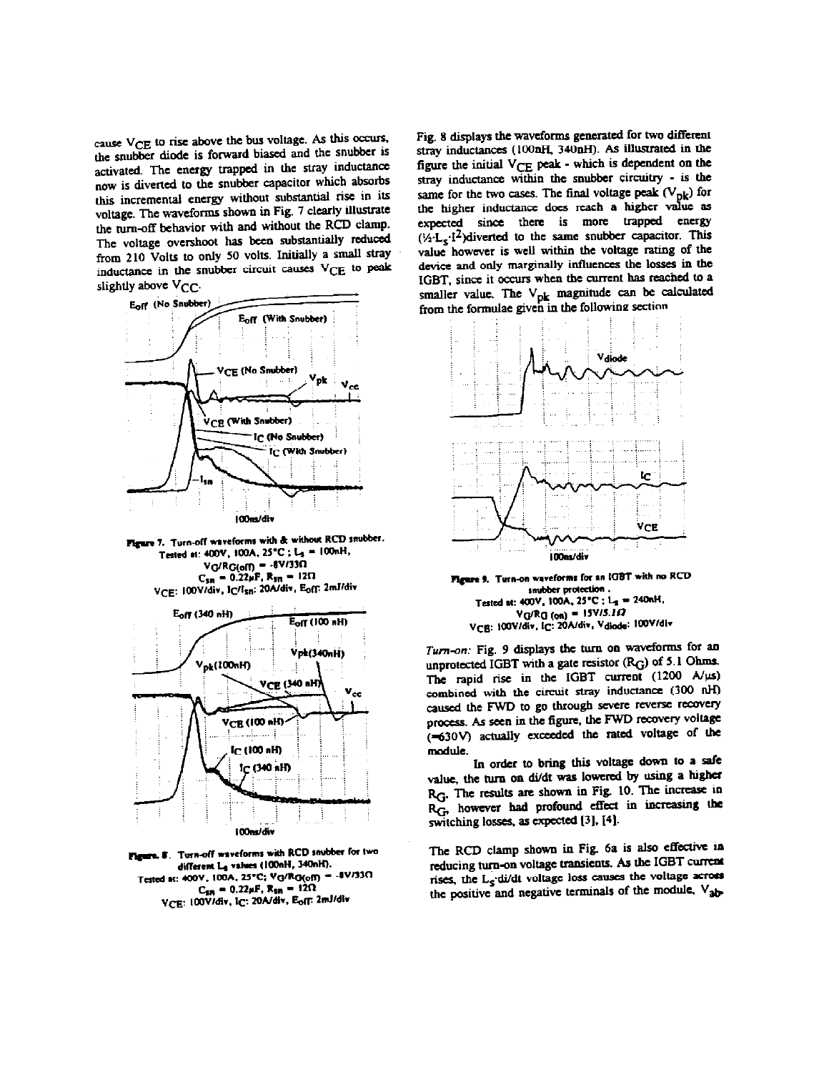cause $V_{CE}$ to rise above the bus voltage. As this occurs, the snubber diode is forward biased and the snubber is activated. The energy trapped in the stray inductance now is diverted to the snubber capacitor which absorbs this incremental energy without substantial rise in its voltage. The waveforms shown in Fig. 7 clearly illustrate the turn-off behavior with and without the RCD clamp. The voltage overshoot has been substantially reduced from 210 Volts to only 50 volts. Initially a small stray inductance in the snubber circuit causes $V_{CE}$ to peak slightly above $V_{CC}$.

**Figure 7.** Turn-off waveforms with & without RCD snubber. Tested at: 400V, 100A, 25°C ; $L_s$ = 100nH, $V_G/R_{G(off)}$ = -8V/33Ω $C_{sn}$ = 0.22μF, $R_{sn}$ = 12Ω $V_{CE}$: 100V/div, $I_C/I_{sn}$: 20A/div, $E_{off}$: 2mJ/div

**Figure 8.** Turn-off waveforms with RCD snubber for two different $L_s$ values (100nH, 340nH). Tested at: 400V, 100A, 25°C; $V_G/R_{G(off)}$ = -8V/33Ω $C_{sn}$ = 0.22μF, $R_{sn}$ = 12Ω $V_{CE}$: 100V/div, $I_C$: 20A/div, $E_{off}$: 2mJ/div

Fig. 8 displays the waveforms generated for two different stray inductances (100nH, 340nH). As illustrated in the figure the initial $V_{CE}$ peak - which is dependent on the stray inductance within the snubber circuitry - is the same for the two cases. The final voltage peak ($V_{pk}$) for the higher inductance does reach a higher value as expected since there is more trapped energy ($\frac{1}{2} \cdot L_s \cdot I^2$) diverted to the same snubber capacitor. This value however is well within the voltage rating of the device and only marginally influences the losses in the IGBT, since it occurs when the current has reached to a smaller value. The $V_{pk}$ magnitude can be calculated from the formulae given in the following section

**Figure 9.** Turn-on waveforms for an IGBT with no RCD snubber protection. Tested at: 400V, 100A, 25°C ; $L_s$ = 240nH, $V_G/R_{G(on)}$ = 15V/5.1Ω $V_{CE}$: 100V/div, $I_C$: 20A/div, $V_{diode}$: 100V/div

*Turn-on:* Fig. 9 displays the turn on waveforms for an unprotected IGBT with a gate resistor ($R_G$) of 5.1 Ohms. The rapid rise in the IGBT current (1200 A/μs) combined with the circuit stray inductance (300 nH) caused the FWD to go through severe reverse recovery process. As seen in the figure, the FWD recovery voltage (≈630V) actually exceeded the rated voltage of the module.

In order to bring this voltage down to a safe value, the turn on di/dt was lowered by using a higher $R_G$. The results are shown in Fig. 10. The increase in $R_G$, however had profound effect in increasing the switching losses, as expected [3], [4].

The RCD clamp shown in Fig. 6a is also effective in reducing turn-on voltage transients. As the IGBT current rises, the $L_s \cdot di/dt$ voltage loss causes the voltage across the positive and negative terminals of the module, $V_{ab}$,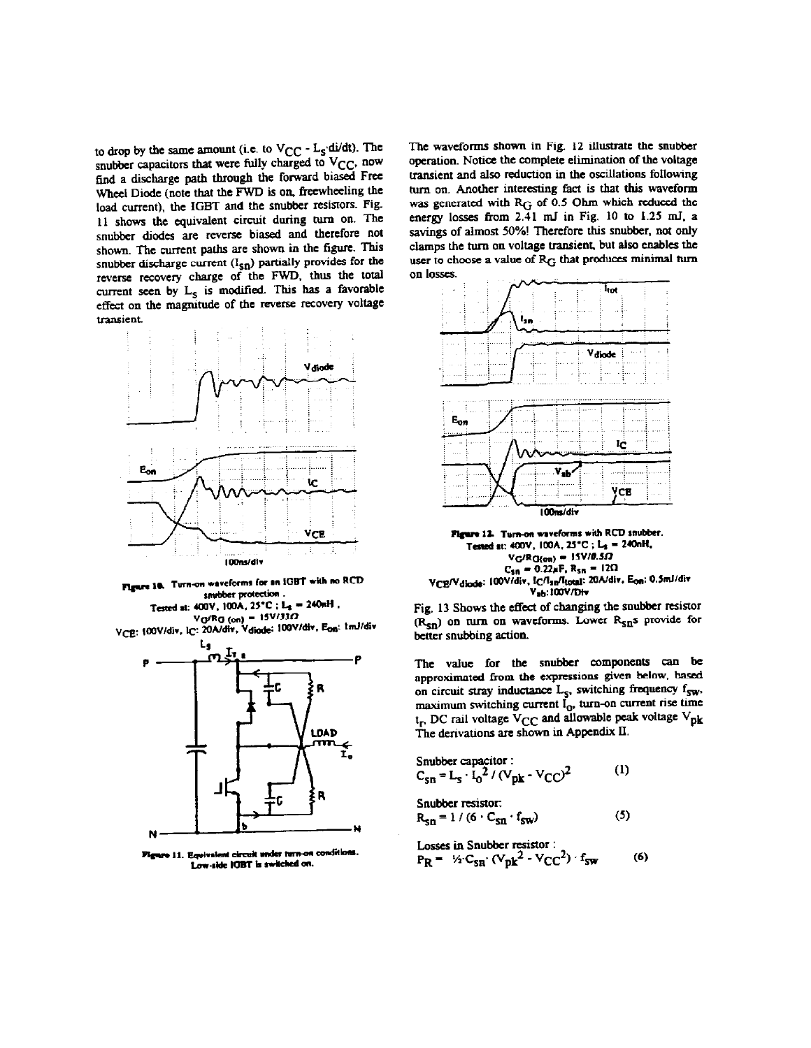to drop by the same amount (i.e. to $V_{CC} - L_S \cdot di/dt$). The snubber capacitors that were fully charged to $V_{CC}$, now find a discharge path through the forward biased Free Wheel Diode (note that the FWD is on, freewheeling the load current), the IGBT and the snubber resistors. Fig. 11 shows the equivalent circuit during turn on. The snubber diodes are reverse biased and therefore not shown. The current paths are shown in the figure. This snubber discharge current ($I_{sn}$) partially provides for the reverse recovery charge of the FWD, thus the total current seen by $L_S$ is modified. This has a favorable effect on the magnitude of the reverse recovery voltage transient.

**Figure 10.** Turn-on waveforms for an IGBT with no RCD snubber protection.
Tested at: 400V, 100A, 25°C ; $L_s$ = 240nH ,
$V_G/R_{G(on)}$ = 15V/33Ω
$V_{CE}$: 100V/div, $I_C$: 20A/div, $V_{diode}$: 100V/div, $E_{on}$: 1mJ/div

**Figure 11.** Equivalent circuit under turn-on conditions. Low-side IGBT is switched on.

The waveforms shown in Fig. 12 illustrate the snubber operation. Notice the complete elimination of the voltage transient and also reduction in the oscillations following turn on. Another interesting fact is that this waveform was generated with $R_G$ of 0.5 Ohm which reduced the energy losses from 2.41 mJ in Fig. 10 to 1.25 mJ, a savings of almost 50%! Therefore this snubber, not only clamps the turn on voltage transient, but also enables the user to choose a value of $R_G$ that produces minimal turn on losses.

**Figure 12.** Turn-on waveforms with RCD snubber.
Tested at: 400V, 100A, 25°C ; $L_s$ = 240nH,
$V_G/R_{G(on)}$ = 15V/0.5Ω
$C_{sn}$ = 0.22μF, $R_{sn}$ = 12Ω
$V_{CE}/V_{diode}$: 100V/div, $I_C/I_{sn}/I_{total}$: 20A/div, $E_{on}$: 0.5mJ/div
$V_{ab}$: 100V/Div

Fig. 13 Shows the effect of changing the snubber resistor ($R_{sn}$) on turn on waveforms. Lower $R_{sn}$s provide for better snubbing action.

The value for the snubber components can be approximated from the expressions given below, based on circuit stray inductance $L_S$, switching frequency $f_{sw}$, maximum switching current $I_o$, turn-on current rise time $t_r$, DC rail voltage $V_{CC}$ and allowable peak voltage $V_{pk}$. The derivations are shown in Appendix II.

Snubber capacitor :

$$C_{sn} = L_s \cdot I_o^2 / (V_{pk} - V_{CC})^2 \qquad (1)$$

Snubber resistor:

$$R_{sn} = 1 / (6 \cdot C_{sn} \cdot f_{sw}) \qquad (5)$$

Losses in Snubber resistor :

$$P_R = \tfrac{1}{2} \cdot C_{sn} \cdot (V_{pk}^2 - V_{CC}^2) \cdot f_{sw} \qquad (6)$$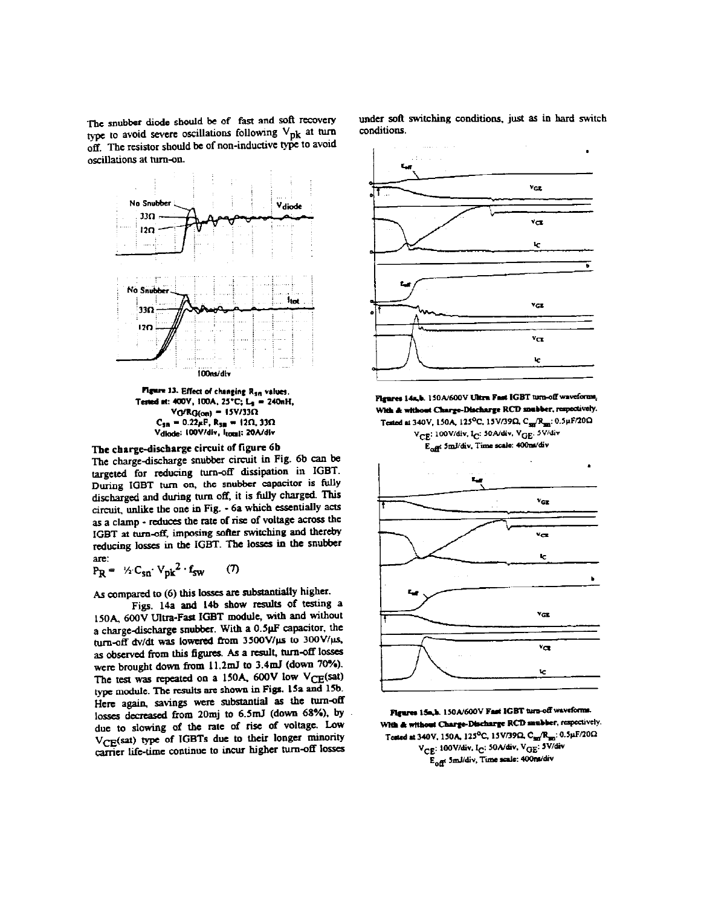The snubber diode should be of fast and soft recovery type to avoid severe oscillations following $V_{pk}$ at turn off. The resistor should be of non-inductive type to avoid oscillations at turn-on.

**Figure 13. Effect of changing $R_{sn}$ values.**
**Tested at: 400V, 100A, 25°C; $L_s$ = 240nH, $V_G/R_{G(on)}$ = 15V/33Ω**
**$C_{sn}$ = 0.22µF, $R_{sn}$ = 12Ω, 33Ω**
**$V_{diode}$: 100V/div, $I_{total}$: 20A/div**

### The charge-discharge circuit of figure 6b

The charge-discharge snubber circuit in Fig. 6b can be targeted for reducing turn-off dissipation in IGBT. During IGBT turn on, the snubber capacitor is fully discharged and during turn off, it is fully charged. This circuit, unlike the one in Fig. - 6a which essentially acts as a clamp - reduces the rate of rise of voltage across the IGBT at turn-off, imposing softer switching and thereby reducing losses in the IGBT. The losses in the snubber are:

$$P_R = \frac{1}{2} C_{sn} \cdot V_{pk}^2 \cdot f_{sw} \qquad (7)$$

As compared to (6) this losses are substantially higher.

Figs. 14a and 14b show results of testing a 150A, 600V Ultra-Fast IGBT module, with and without a charge-discharge snubber. With a 0.5µF capacitor, the turn-off dv/dt was lowered from 3500V/µs to 300V/µs, as observed from this figures. As a result, turn-off losses were brought down from 11.2mJ to 3.4mJ (down 70%). The test was repeated on a 150A, 600V low $V_{CE}$(sat) type module. The results are shown in Figs. 15a and 15b. Here again, savings were substantial as the turn-off losses decreased from 20mj to 6.5mJ (down 68%), by due to slowing of the rate of rise of voltage. Low $V_{CE}$(sat) type of IGBTs due to their longer minority carrier life-time continue to incur higher turn-off losses under soft switching conditions, just as in hard switch conditions.

**Figures 14a,b. 150A/600V Ultra Fast IGBT turn-off waveforms. With & without Charge-Discharge RCD snubber, respectively.**
**Tested at 340V, 150A, 125°C, 15V/39Ω, $C_{sn}/R_{sn}$: 0.5µF/20Ω**
**$V_{CE}$: 100V/div, $I_C$: 50A/div, $V_{GE}$: 5V/div**
**$E_{off}$: 5mJ/div, Time scale: 400ns/div**

**Figures 15a,b. 150A/600V Fast IGBT turn-off waveforms. With & without Charge-Discharge RCD snubber, respectively.**
**Tested at 340V, 150A, 125°C, 15V/39Ω, $C_{sn}/R_{sn}$: 0.5µF/20Ω**
**$V_{CE}$: 100V/div, $I_C$: 50A/div, $V_{GE}$: 5V/div**
**$E_{off}$: 5mJ/div, Time scale: 400ns/div**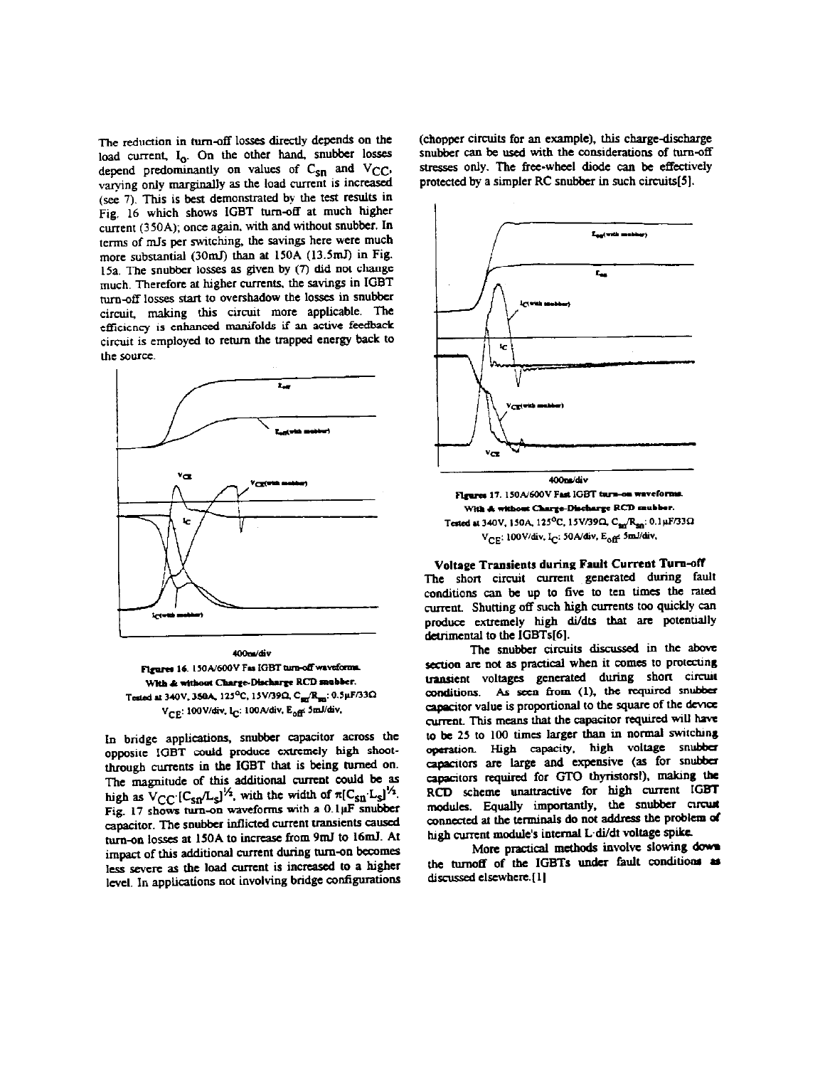The reduction in turn-off losses directly depends on the load current, $I_o$. On the other hand, snubber losses depend predominantly on values of $C_{sn}$ and $V_{CC}$, varying only marginally as the load current is increased (see 7). This is best demonstrated by the test results in Fig. 16 which shows IGBT turn-off at much higher current (350A); once again, with and without snubber. In terms of mJs per switching, the savings here were much more substantial (30mJ) than at 150A (13.5mJ) in Fig. 15a. The snubber losses as given by (7) did not change much. Therefore at higher currents, the savings in IGBT turn-off losses start to overshadow the losses in snubber circuit, making this circuit more applicable. The efficiency is enhanced manifolds if an active feedback circuit is employed to return the trapped energy back to the source.

**Figures 16.** 150A/600V Fast IGBT turn-off waveforms. With & without Charge-Discharge RCD snubber. Tested at 340V, 350A, 125°C, 15V/39Ω, $C_{sn}/R_{sn}$: 0.5µF/33Ω $V_{CE}$: 100V/div, $I_C$: 100A/div, $E_{off}$: 5mJ/div.

In bridge applications, snubber capacitor across the opposite IGBT could produce extremely high shoot-through currents in the IGBT that is being turned on. The magnitude of this additional current could be as high as $V_{CC}\cdot[C_{sn}/L_s]^{1/2}$, with the width of $\pi[C_{sn}\cdot L_s]^{1/2}$. Fig. 17 shows turn-on waveforms with a 0.1µF snubber capacitor. The snubber inflicted current transients caused turn-on losses at 150A to increase from 9mJ to 16mJ. At impact of this additional current during turn-on becomes less severe as the load current is increased to a higher level. In applications not involving bridge configurations (chopper circuits for an example), this charge-discharge snubber can be used with the considerations of turn-off stresses only. The free-wheel diode can be effectively protected by a simpler RC snubber in such circuits[5].

**Figures 17.** 150A/600V Fast IGBT turn-on waveforms. With & without Charge-Discharge RCD snubber. Tested at 340V, 150A, 125°C, 15V/39Ω, $C_{sn}/R_{sn}$: 0.1µF/33Ω $V_{CE}$: 100V/div, $I_C$: 50A/div, $E_{off}$: 5mJ/div.

### Voltage Transients during Fault Current Turn-off

The short circuit current generated during fault conditions can be up to five to ten times the rated current. Shutting off such high currents too quickly can produce extremely high di/dts that are potentially detrimental to the IGBTs[6].

The snubber circuits discussed in the above section are not as practical when it comes to protecting transient voltages generated during short circuit conditions. As seen from (1), the required snubber capacitor value is proportional to the square of the device current. This means that the capacitor required will have to be 25 to 100 times larger than in normal switching operation. High capacity, high voltage snubber capacitors are large and expensive (as for snubber capacitors required for GTO thyristors!), making the RCD scheme unattractive for high current IGBT modules. Equally importantly, the snubber circuit connected at the terminals do not address the problem of high current module's internal L·di/dt voltage spike.

More practical methods involve slowing down the turnoff of the IGBTs under fault conditions as discussed elsewhere.[1]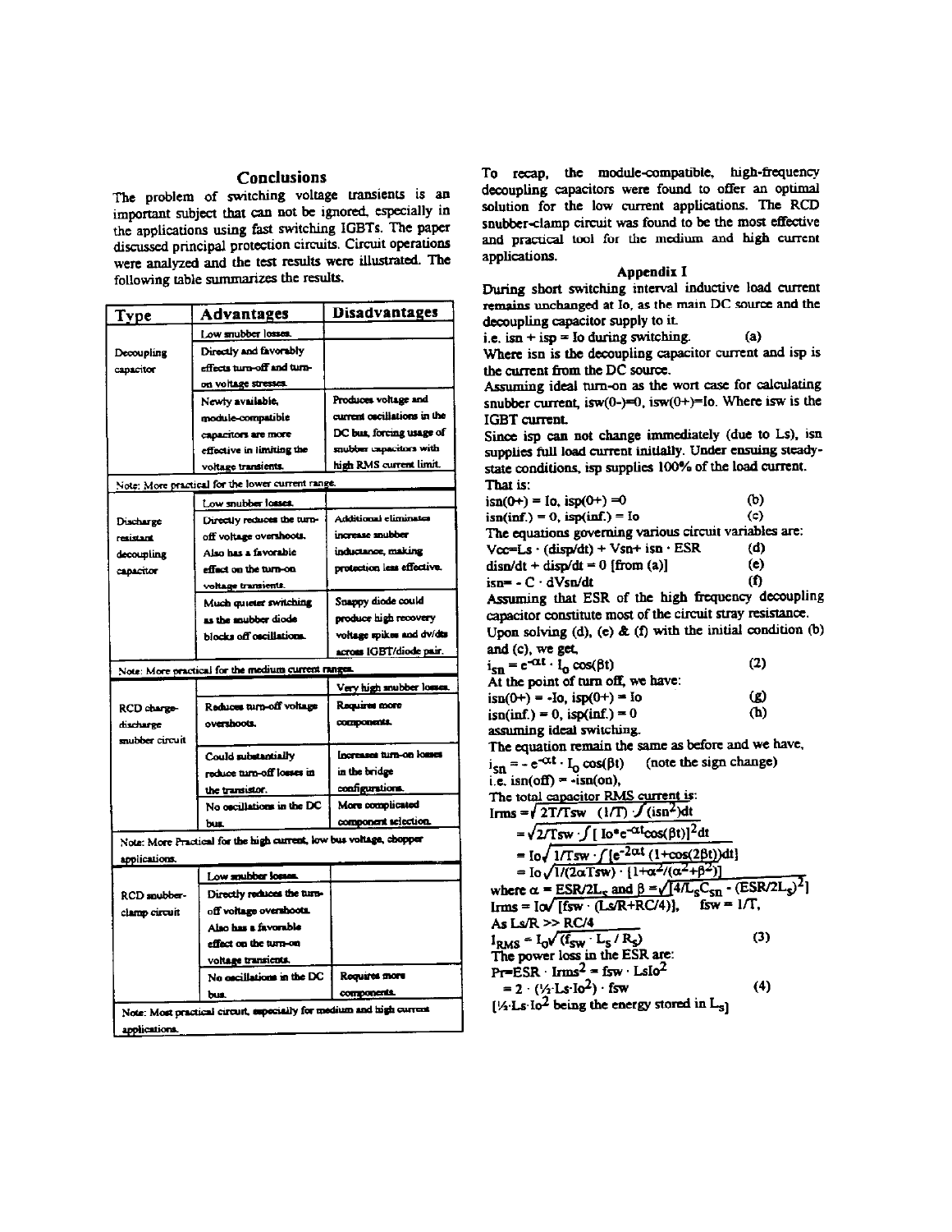## Conclusions

The problem of switching voltage transients is an important subject that can not be ignored, especially in the applications using fast switching IGBTs. The paper discussed principal protection circuits. Circuit operations were analyzed and the test results were illustrated. The following table summarizes the results.

| Type | Advantages | Disadvantages |
|---|---|---|
| Decoupling capacitor | Low snubber losses. | |
| | Directly and favorably effects turn-off and turn-on voltage stresses. | |
| | Newly available, module-compatible capacitors are more effective in limiting the voltage transients. | Produces voltage and current oscillations in the DC bus, forcing usage of snubber capacitors with high RMS current limit. |
| Note: More practical for the lower current range. | | |
| Discharge resistant decoupling capacitor | Low snubber losses. | |
| | Directly reduces the turn-off voltage overshoots. Also has a favorable effect on the turn-on voltage transients. | Additional eliminates increase snubber inductance, making protection less effective. |
| | Much quieter switching as the snubber diode blocks off oscillations. | Snappy diode could produce high recovery voltage spikes and dv/dts across IGBT/diode pair. |
| Note: More practical for the medium current ranges. | | |
| RCD charge-discharge snubber circuit | | Very high snubber losses. |
| | Reduces turn-off voltage overshoots. | Requires more components. |
| | Could substantially reduce turn-off losses in the transistor. | Increases turn-on losses in the bridge configurations. |
| | No oscillations in the DC bus. | More complicated component selection. |
| Note: More Practical for the high current, low bus voltage, chopper applications. | | |
| RCD snubber-clamp circuit | Low snubber losses. | |
| | Directly reduces the turn-off voltage overshoots. Also has a favorable effect on the turn-on voltage transients. | |
| | No oscillations in the DC bus. | Requires more components. |
| Note: Most practical circuit, especially for medium and high current applications. | | |

To recap, the module-compatible, high-frequency decoupling capacitors were found to offer an optimal solution for the low current applications. The RCD snubber-clamp circuit was found to be the most effective and practical tool for the medium and high current applications.

### Appendix I

During short switching interval inductive load current remains unchanged at Io, as the main DC source and the decoupling capacitor supply to it.

i.e. $i_{sn} + i_{sp} = I_o$ during switching. (a)

Where isn is the decoupling capacitor current and isp is the current from the DC source.

Assuming ideal turn-on as the wort case for calculating snubber current, $i_{sw}(0-)=0$, $i_{sw}(0+)=I_o$. Where isw is the IGBT current.

Since isp can not change immediately (due to Ls), isn supplies full load current initially. Under ensuing steady-state conditions, isp supplies 100% of the load current. That is:

$i_{sn}(0+) = I_o$, $i_{sp}(0+) = 0$ (b)

$i_{sn}(\text{inf.}) = 0$, $i_{sp}(\text{inf.}) = I_o$ (c)

The equations governing various circuit variables are:

$V_{cc} = L_s \cdot (di_{sp}/dt) + V_{sn} + i_{sn} \cdot ESR$ (d)

$di_{sn}/dt + di_{sp}/dt = 0$ [from (a)] (e)

$i_{sn} = - C \cdot dV_{sn}/dt$ (f)

Assuming that ESR of the high frequency decoupling capacitor constitute most of the circuit stray resistance. Upon solving (d), (e) & (f) with the initial condition (b) and (c), we get,

$$i_{sn} = e^{-\alpha t} \cdot I_o \cos(\beta t) \quad (2)$$

At the point of turn off, we have:

$i_{sn}(0+) = -I_o$, $i_{sp}(0+) = I_o$ (g)

$i_{sn}(\text{inf.}) = 0$, $i_{sp}(\text{inf.}) = 0$ (h)

assuming ideal switching.

The equation remain the same as before and we have,

$i_{sn} = - e^{-\alpha t} \cdot I_o \cos(\beta t)$ (note the sign change)

i.e. $i_{sn}(\text{off}) = -i_{sn}(\text{on})$,

The total capacitor RMS current is:

$$I_{rms} = \sqrt{2T/T_{sw} \quad (1/T) \int (i_{sn}^2)dt}$$

$$= \sqrt{2/T_{sw} \cdot \int [I_o \cdot e^{-\alpha t}\cos(\beta t)]^2 dt}$$

$$= I_o \sqrt{1/T_{sw} \cdot \int [e^{-2\alpha t}(1+\cos(2\beta t))dt]}$$

$$= I_o \sqrt{1/(2\alpha T_{sw}) \cdot [1+\alpha^2/(\alpha^2+\beta^2)]}$$

where $\alpha = ESR/2L_s$ and $\beta = \sqrt{[4/L_s C_{sn} - (ESR/2L_s)^2]}$

$I_{rms} = I_o \sqrt{[f_{sw} \cdot (L_s/R + RC/4)]}$, $f_{sw} = 1/T$,

As $L_s/R >> RC/4$

$$I_{RMS} = I_o \sqrt{(f_{sw} \cdot L_s / R_s)} \quad (3)$$

The power loss in the ESR are:

$$P_r = ESR \cdot I_{rms}^2 = f_{sw} \cdot L_s I_o^2$$

$$= 2 \cdot (\tfrac{1}{2} L_s \cdot I_o^2) \cdot f_{sw} \quad (4)$$

[$\tfrac{1}{2} \cdot L_s \cdot I_o^2$ being the energy stored in $L_s$]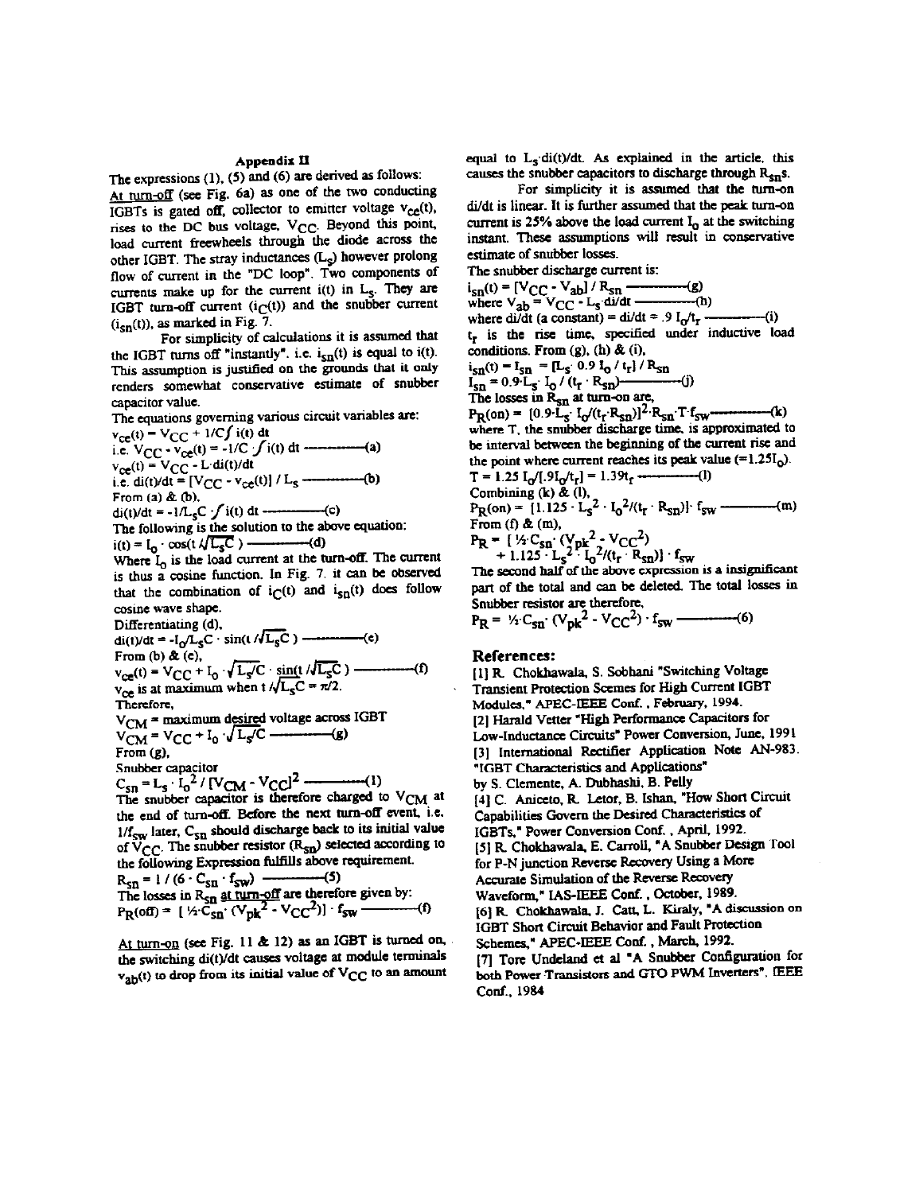## Appendix II

The expressions (1), (5) and (6) are derived as follows:

At turn-off (see Fig. 6a) as one of the two conducting IGBTs is gated off, collector to emitter voltage $v_{ce}(t)$, rises to the DC bus voltage, $V_{CC}$. Beyond this point, load current freewheels through the diode across the other IGBT. The stray inductances ($L_s$) however prolong flow of current in the "DC loop". Two components of currents make up for the current i(t) in $L_s$. They are IGBT turn-off current ($i_C(t)$) and the snubber current ($i_{sn}(t)$), as marked in Fig. 7.

For simplicity of calculations it is assumed that the IGBT turns off "instantly". i.e. $i_{sn}(t)$ is equal to i(t). This assumption is justified on the grounds that it only renders somewhat conservative estimate of snubber capacitor value.

The equations governing various circuit variables are:

$$v_{ce}(t) = V_{CC} + 1/C \int i(t)\, dt$$

$$\text{i.e. } V_{CC} - v_{ce}(t) = -1/C \cdot \int i(t)\, dt \text{ ---------(a)}$$

$$v_{ce}(t) = V_{CC} - L \cdot di(t)/dt$$

$$\text{i.e. } di(t)/dt = [V_{CC} - v_{ce}(t)] / L_s \text{ ---------(b)}$$

From (a) & (b),

$$di(t)/dt = -1/L_sC \cdot \int i(t)\, dt \text{ ---------(c)}$$

The following is the solution to the above equation:

$$i(t) = I_o \cdot \cos(t /\sqrt{L_sC}) \text{ ---------(d)}$$

Where $I_o$ is the load current at the turn-off. The current is thus a cosine function. In Fig. 7. it can be observed that the combination of $i_C(t)$ and $i_{sn}(t)$ does follow cosine wave shape.

Differentiating (d),

$$di(t)/dt = -I_o/L_sC \cdot \sin(t /\sqrt{L_sC}) \text{ ---------(e)}$$

From (b) & (e),

$$v_{ce}(t) = V_{CC} + I_o \cdot \sqrt{L_s/C} \cdot \sin(t /\sqrt{L_sC}) \text{ ---------(f)}$$

$v_{ce}$ is at maximum when $t /\sqrt{L_sC} = \pi/2$.

Therefore,

$V_{CM}$ = maximum desired voltage across IGBT

$$V_{CM} = V_{CC} + I_o \cdot \sqrt{L_s/C} \text{ ---------(g)}$$

From (g),

Snubber capacitor

$$C_{sn} = L_s \cdot I_o^2 / [V_{CM} - V_{CC}]^2 \text{ ---------(1)}$$

The snubber capacitor is therefore charged to $V_{CM}$ at the end of turn-off. Before the next turn-off event, i.e. $1/f_{sw}$ later, $C_{sn}$ should discharge back to its initial value of $V_{CC}$. The snubber resistor ($R_{sn}$) selected according to the following Expression fulfills above requirement.

$$R_{sn} = 1 / (6 \cdot C_{sn} \cdot f_{sw}) \text{ ---------(5)}$$

The losses in $R_{sn}$ at turn-off are therefore given by:

$$P_R(\text{off}) = [\,½ \cdot C_{sn} \cdot (V_{pk}^2 - V_{CC}^2)] \cdot f_{sw} \text{ ---------(f)}$$

At turn-on (see Fig. 11 & 12) as an IGBT is turned on, the switching di(t)/dt causes voltage at module terminals $v_{ab}(t)$ to drop from its initial value of $V_{CC}$ to an amount equal to $L_s \cdot di(t)/dt$. As explained in the article, this causes the snubber capacitors to discharge through $R_{sn}$s.

For simplicity it is assumed that the turn-on di/dt is linear. It is further assumed that the peak turn-on current is 25% above the load current $I_o$ at the switching instant. These assumptions will result in conservative estimate of snubber losses.

The snubber discharge current is:

$$i_{sn}(t) = [V_{CC} - V_{ab}] / R_{sn} \text{ ---------(g)}$$

$$\text{where } V_{ab} = V_{CC} - L_s \cdot di/dt \text{ ---------(h)}$$

$$\text{where } di/dt \text{ (a constant)} = di/dt = .9\, I_o/t_r \text{ ---------(i)}$$

$t_r$ is the rise time, specified under inductive load conditions. From (g), (h) & (i),

$$i_{sn}(t) = I_{sn} = [L_s \cdot 0.9\, I_o / t_r] / R_{sn}$$

$$I_{sn} = 0.9 \cdot L_s \cdot I_o / (t_r \cdot R_{sn}) \text{ ---------(j)}$$

The losses in $R_{sn}$ at turn-on are,

$$P_R(\text{on}) = [0.9 \cdot L_s \cdot I_o/(t_r \cdot R_{sn})]^2 \cdot R_{sn} \cdot T \cdot f_{sw} \text{ ---------(k)}$$

where T, the snubber discharge time, is approximated to be interval between the beginning of the current rise and the point where current reaches its peak value ($=1.25I_o$).

$$T = 1.25\, I_o/[.9 I_o/t_r] = 1.39 t_r \text{ ---------(l)}$$

Combining (k) & (l),

$$P_R(\text{on}) = [1.125 \cdot L_s^2 \cdot I_o^2/(t_r \cdot R_{sn})] \cdot f_{sw} \text{ ---------(m)}$$

From (f) & (m),

$$P_R = [\,½ \cdot C_{sn} \cdot (V_{pk}^2 - V_{CC}^2) + 1.125 \cdot L_s^2 \cdot I_o^2/(t_r \cdot R_{sn})] \cdot f_{sw}$$

The second half of the above expression is a insignificant part of the total and can be deleted. The total losses in Snubber resistor are therefore,

$$P_R = ½ \cdot C_{sn} \cdot (V_{pk}^2 - V_{CC}^2) \cdot f_{sw} \text{ ---------(6)}$$

## References:

[1] R. Chokhawala, S. Sobhani "Switching Voltage Transient Protection Scemes for High Current IGBT Modules," APEC-IEEE Conf., February, 1994.

[2] Harald Vetter "High Performance Capacitors for Low-Inductance Circuits" Power Conversion, June, 1991

[3] International Rectifier Application Note AN-983. "IGBT Characteristics and Applications" by S. Clemente, A. Dubhashi, B. Pelly

[4] C. Aniceto, R. Letor, B. Ishan, "How Short Circuit Capabilities Govern the Desired Characteristics of IGBTs," Power Conversion Conf., April, 1992.

[5] R. Chokhawala, E. Carroll, "A Snubber Design Tool for P-N junction Reverse Recovery Using a More Accurate Simulation of the Reverse Recovery Waveform," IAS-IEEE Conf., October, 1989.

[6] R. Chokhawala, J. Catt, L. Kiraly, "A discussion on IGBT Short Circuit Behavior and Fault Protection Schemes," APEC-IEEE Conf., March, 1992.

[7] Tore Undeland et al "A Snubber Configuration for both Power Transistors and GTO PWM Inverters", IEEE Conf., 1984